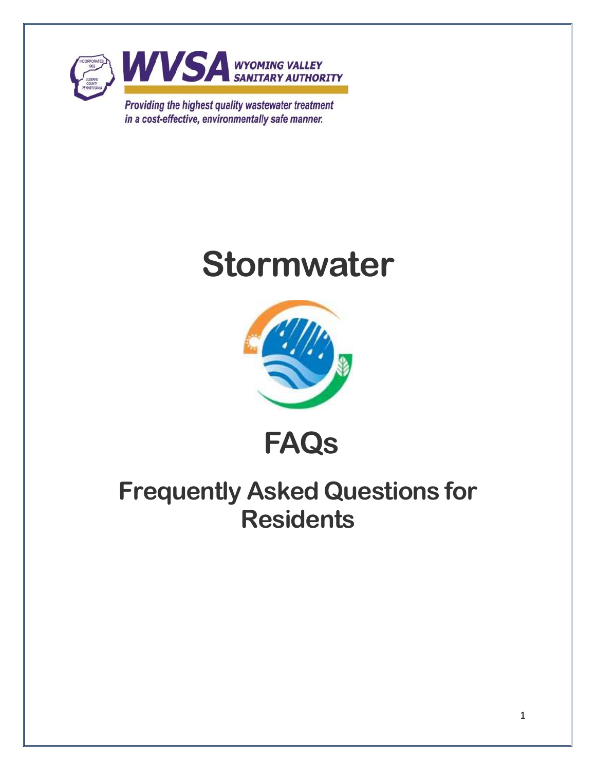WVSA WYOMING VALLEY SANITARY AUTHORITY

*Providing the highest quality wastewater treatment in a cost-effective, environmentally safe manner.*

# Stormwater

# FAQs

## Frequently Asked Questions for Residents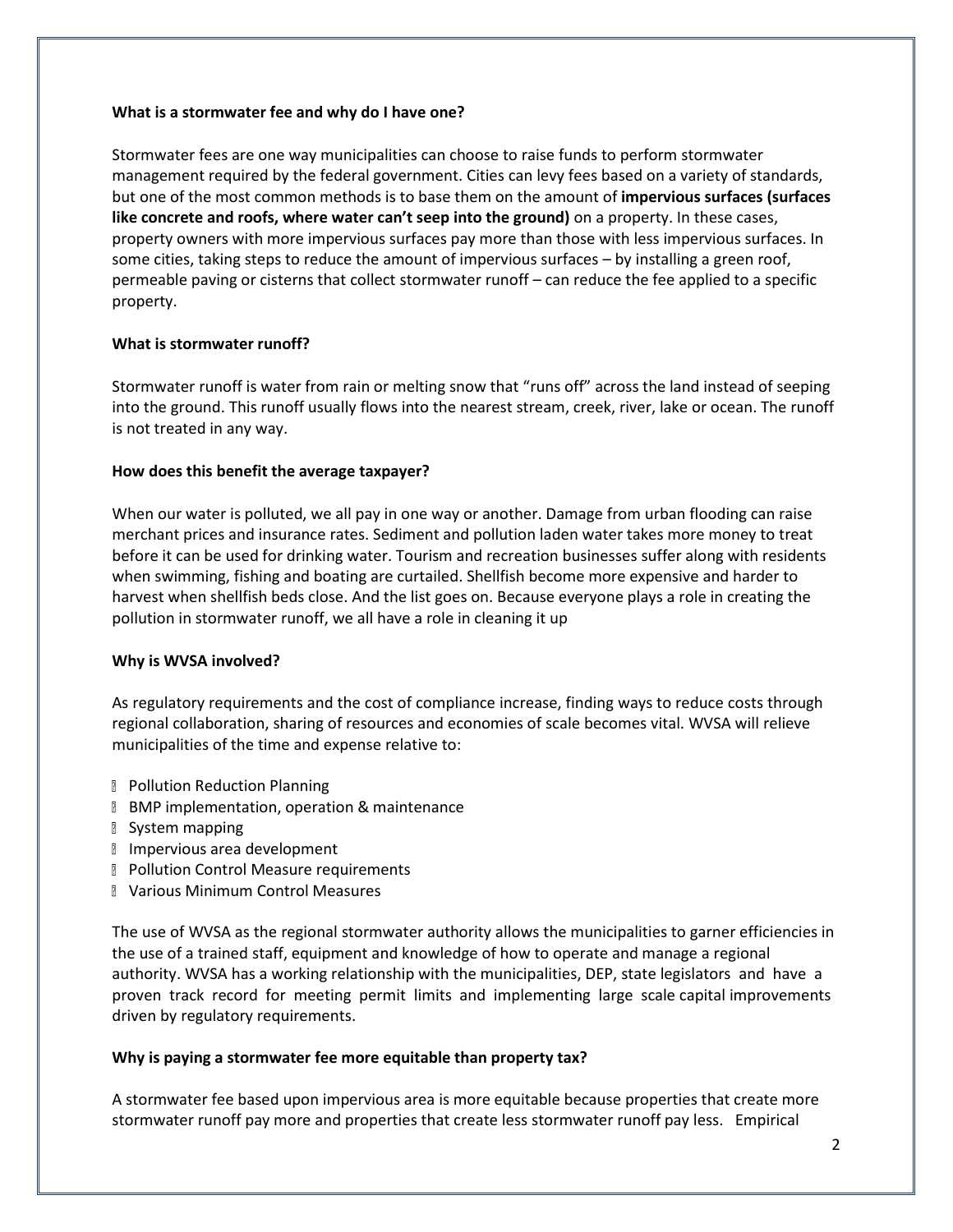**What is a stormwater fee and why do I have one?**

Stormwater fees are one way municipalities can choose to raise funds to perform stormwater management required by the federal government. Cities can levy fees based on a variety of standards, but one of the most common methods is to base them on the amount of **impervious surfaces (surfaces like concrete and roofs, where water can't seep into the ground)** on a property. In these cases, property owners with more impervious surfaces pay more than those with less impervious surfaces. In some cities, taking steps to reduce the amount of impervious surfaces – by installing a green roof, permeable paving or cisterns that collect stormwater runoff – can reduce the fee applied to a specific property.

**What is stormwater runoff?**

Stormwater runoff is water from rain or melting snow that "runs off" across the land instead of seeping into the ground. This runoff usually flows into the nearest stream, creek, river, lake or ocean. The runoff is not treated in any way.

**How does this benefit the average taxpayer?**

When our water is polluted, we all pay in one way or another. Damage from urban flooding can raise merchant prices and insurance rates. Sediment and pollution laden water takes more money to treat before it can be used for drinking water. Tourism and recreation businesses suffer along with residents when swimming, fishing and boating are curtailed. Shellfish become more expensive and harder to harvest when shellfish beds close. And the list goes on. Because everyone plays a role in creating the pollution in stormwater runoff, we all have a role in cleaning it up

**Why is WVSA involved?**

As regulatory requirements and the cost of compliance increase, finding ways to reduce costs through regional collaboration, sharing of resources and economies of scale becomes vital. WVSA will relieve municipalities of the time and expense relative to:

- Pollution Reduction Planning
- BMP implementation, operation & maintenance
- System mapping
- Impervious area development
- Pollution Control Measure requirements
- Various Minimum Control Measures

The use of WVSA as the regional stormwater authority allows the municipalities to garner efficiencies in the use of a trained staff, equipment and knowledge of how to operate and manage a regional authority. WVSA has a working relationship with the municipalities, DEP, state legislators and have a proven track record for meeting permit limits and implementing large scale capital improvements driven by regulatory requirements.

**Why is paying a stormwater fee more equitable than property tax?**

A stormwater fee based upon impervious area is more equitable because properties that create more stormwater runoff pay more and properties that create less stormwater runoff pay less. Empirical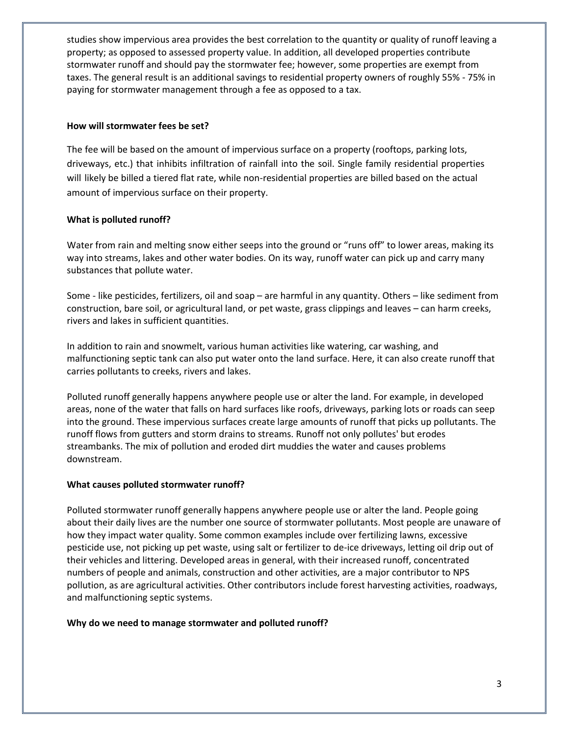studies show impervious area provides the best correlation to the quantity or quality of runoff leaving a property; as opposed to assessed property value. In addition, all developed properties contribute stormwater runoff and should pay the stormwater fee; however, some properties are exempt from taxes. The general result is an additional savings to residential property owners of roughly 55% - 75% in paying for stormwater management through a fee as opposed to a tax.

**How will stormwater fees be set?**

The fee will be based on the amount of impervious surface on a property (rooftops, parking lots, driveways, etc.) that inhibits infiltration of rainfall into the soil. Single family residential properties will likely be billed a tiered flat rate, while non-residential properties are billed based on the actual amount of impervious surface on their property.

**What is polluted runoff?**

Water from rain and melting snow either seeps into the ground or "runs off" to lower areas, making its way into streams, lakes and other water bodies. On its way, runoff water can pick up and carry many substances that pollute water.

Some - like pesticides, fertilizers, oil and soap – are harmful in any quantity. Others – like sediment from construction, bare soil, or agricultural land, or pet waste, grass clippings and leaves – can harm creeks, rivers and lakes in sufficient quantities.

In addition to rain and snowmelt, various human activities like watering, car washing, and malfunctioning septic tank can also put water onto the land surface. Here, it can also create runoff that carries pollutants to creeks, rivers and lakes.

Polluted runoff generally happens anywhere people use or alter the land. For example, in developed areas, none of the water that falls on hard surfaces like roofs, driveways, parking lots or roads can seep into the ground. These impervious surfaces create large amounts of runoff that picks up pollutants. The runoff flows from gutters and storm drains to streams. Runoff not only pollutes' but erodes streambanks. The mix of pollution and eroded dirt muddies the water and causes problems downstream.

**What causes polluted stormwater runoff?**

Polluted stormwater runoff generally happens anywhere people use or alter the land. People going about their daily lives are the number one source of stormwater pollutants. Most people are unaware of how they impact water quality. Some common examples include over fertilizing lawns, excessive pesticide use, not picking up pet waste, using salt or fertilizer to de-ice driveways, letting oil drip out of their vehicles and littering. Developed areas in general, with their increased runoff, concentrated numbers of people and animals, construction and other activities, are a major contributor to NPS pollution, as are agricultural activities. Other contributors include forest harvesting activities, roadways, and malfunctioning septic systems.

**Why do we need to manage stormwater and polluted runoff?**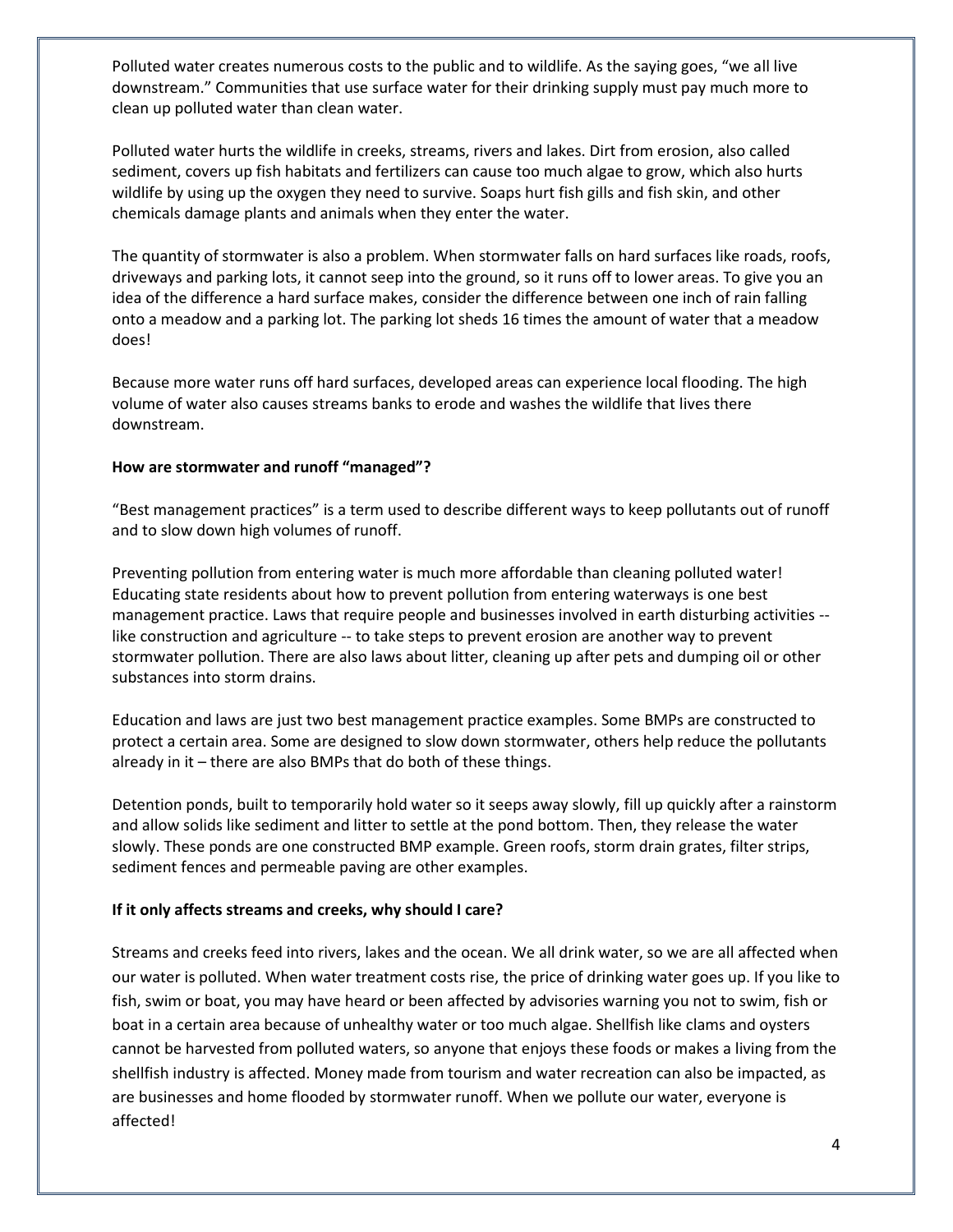Polluted water creates numerous costs to the public and to wildlife. As the saying goes, "we all live downstream." Communities that use surface water for their drinking supply must pay much more to clean up polluted water than clean water.

Polluted water hurts the wildlife in creeks, streams, rivers and lakes. Dirt from erosion, also called sediment, covers up fish habitats and fertilizers can cause too much algae to grow, which also hurts wildlife by using up the oxygen they need to survive. Soaps hurt fish gills and fish skin, and other chemicals damage plants and animals when they enter the water.

The quantity of stormwater is also a problem. When stormwater falls on hard surfaces like roads, roofs, driveways and parking lots, it cannot seep into the ground, so it runs off to lower areas. To give you an idea of the difference a hard surface makes, consider the difference between one inch of rain falling onto a meadow and a parking lot. The parking lot sheds 16 times the amount of water that a meadow does!

Because more water runs off hard surfaces, developed areas can experience local flooding. The high volume of water also causes streams banks to erode and washes the wildlife that lives there downstream.

**How are stormwater and runoff "managed"?**

"Best management practices" is a term used to describe different ways to keep pollutants out of runoff and to slow down high volumes of runoff.

Preventing pollution from entering water is much more affordable than cleaning polluted water! Educating state residents about how to prevent pollution from entering waterways is one best management practice. Laws that require people and businesses involved in earth disturbing activities -- like construction and agriculture -- to take steps to prevent erosion are another way to prevent stormwater pollution. There are also laws about litter, cleaning up after pets and dumping oil or other substances into storm drains.

Education and laws are just two best management practice examples. Some BMPs are constructed to protect a certain area. Some are designed to slow down stormwater, others help reduce the pollutants already in it – there are also BMPs that do both of these things.

Detention ponds, built to temporarily hold water so it seeps away slowly, fill up quickly after a rainstorm and allow solids like sediment and litter to settle at the pond bottom. Then, they release the water slowly. These ponds are one constructed BMP example. Green roofs, storm drain grates, filter strips, sediment fences and permeable paving are other examples.

**If it only affects streams and creeks, why should I care?**

Streams and creeks feed into rivers, lakes and the ocean. We all drink water, so we are all affected when our water is polluted. When water treatment costs rise, the price of drinking water goes up. If you like to fish, swim or boat, you may have heard or been affected by advisories warning you not to swim, fish or boat in a certain area because of unhealthy water or too much algae. Shellfish like clams and oysters cannot be harvested from polluted waters, so anyone that enjoys these foods or makes a living from the shellfish industry is affected. Money made from tourism and water recreation can also be impacted, as are businesses and home flooded by stormwater runoff. When we pollute our water, everyone is affected!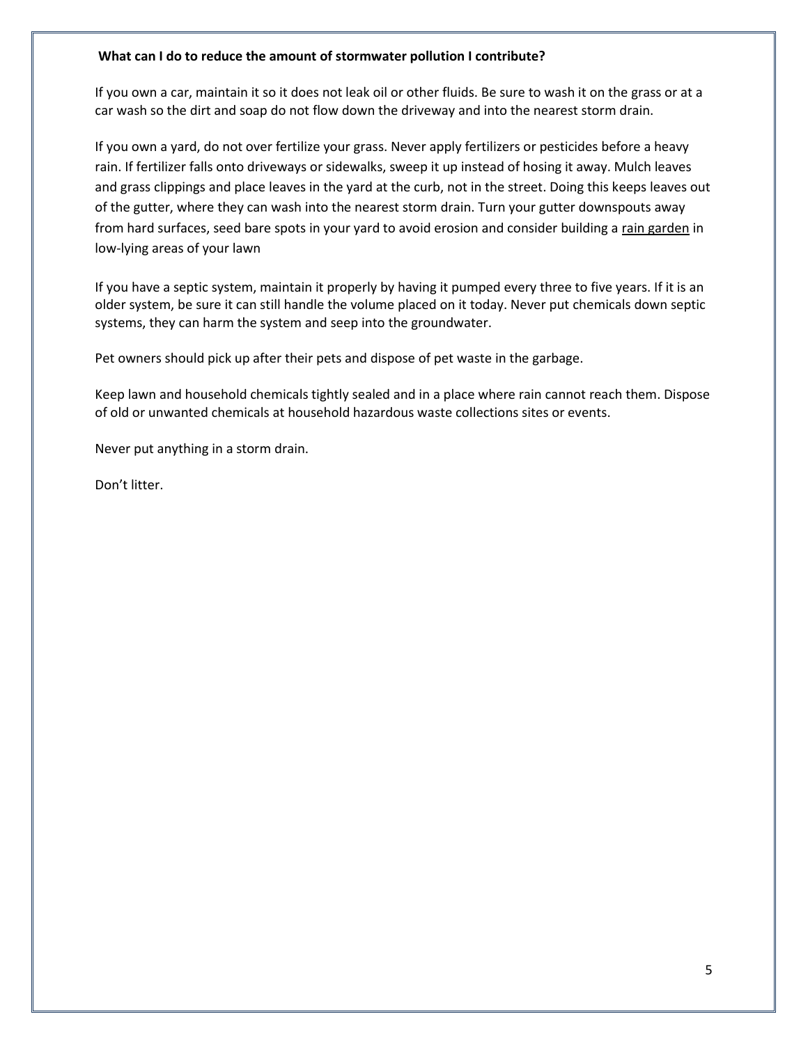**What can I do to reduce the amount of stormwater pollution I contribute?**

If you own a car, maintain it so it does not leak oil or other fluids. Be sure to wash it on the grass or at a car wash so the dirt and soap do not flow down the driveway and into the nearest storm drain.

If you own a yard, do not over fertilize your grass. Never apply fertilizers or pesticides before a heavy rain. If fertilizer falls onto driveways or sidewalks, sweep it up instead of hosing it away. Mulch leaves and grass clippings and place leaves in the yard at the curb, not in the street. Doing this keeps leaves out of the gutter, where they can wash into the nearest storm drain. Turn your gutter downspouts away from hard surfaces, seed bare spots in your yard to avoid erosion and consider building a rain garden in low-lying areas of your lawn

If you have a septic system, maintain it properly by having it pumped every three to five years. If it is an older system, be sure it can still handle the volume placed on it today. Never put chemicals down septic systems, they can harm the system and seep into the groundwater.

Pet owners should pick up after their pets and dispose of pet waste in the garbage.

Keep lawn and household chemicals tightly sealed and in a place where rain cannot reach them. Dispose of old or unwanted chemicals at household hazardous waste collections sites or events.

Never put anything in a storm drain.

Don't litter.